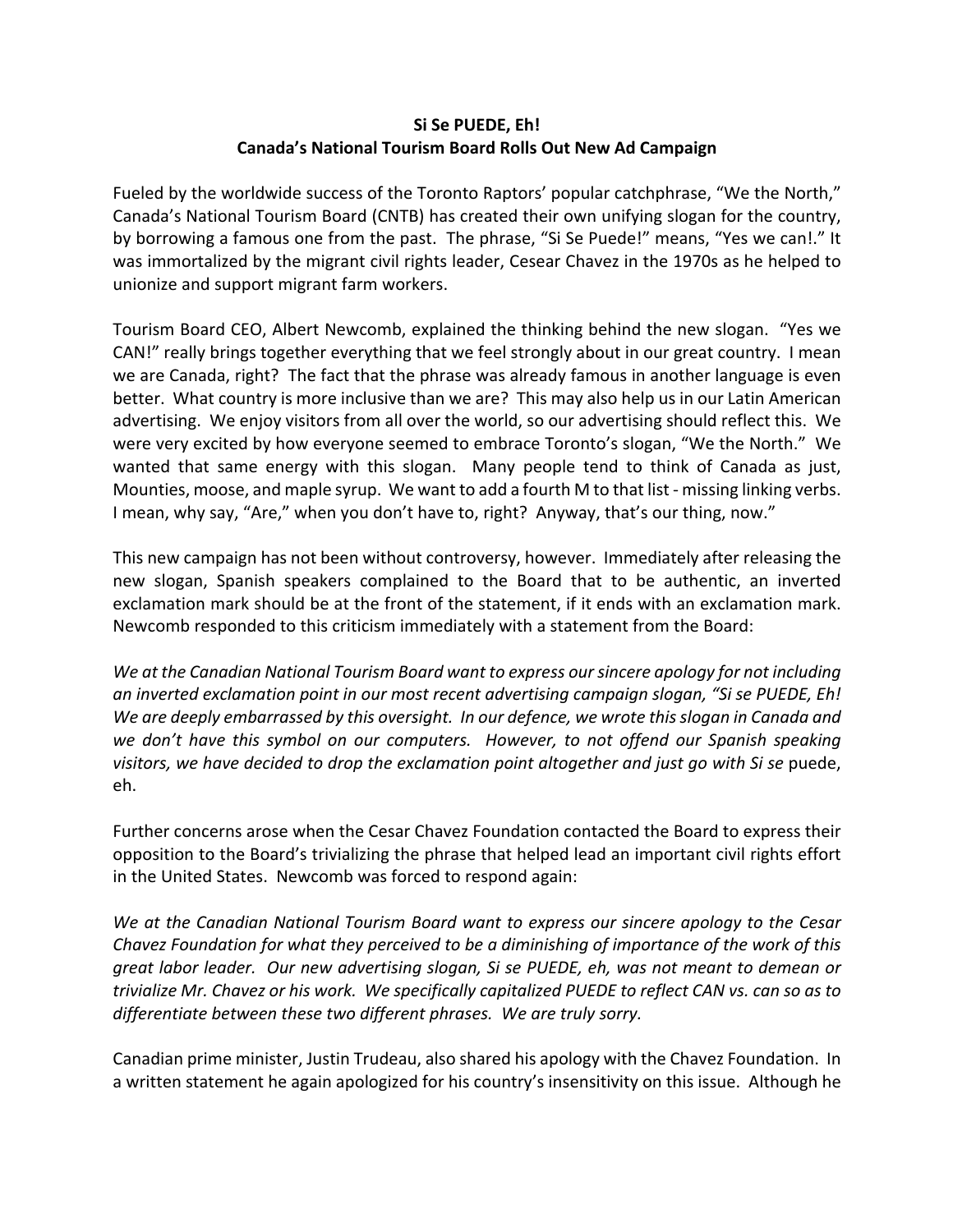**Si Se PUEDE, Eh!**
**Canada's National Tourism Board Rolls Out New Ad Campaign**

Fueled by the worldwide success of the Toronto Raptors' popular catchphrase, "We the North," Canada's National Tourism Board (CNTB) has created their own unifying slogan for the country, by borrowing a famous one from the past. The phrase, "Si Se Puede!" means, "Yes we can!." It was immortalized by the migrant civil rights leader, Cesear Chavez in the 1970s as he helped to unionize and support migrant farm workers.

Tourism Board CEO, Albert Newcomb, explained the thinking behind the new slogan. "Yes we CAN!" really brings together everything that we feel strongly about in our great country. I mean we are Canada, right? The fact that the phrase was already famous in another language is even better. What country is more inclusive than we are? This may also help us in our Latin American advertising. We enjoy visitors from all over the world, so our advertising should reflect this. We were very excited by how everyone seemed to embrace Toronto's slogan, "We the North." We wanted that same energy with this slogan. Many people tend to think of Canada as just, Mounties, moose, and maple syrup. We want to add a fourth M to that list - missing linking verbs. I mean, why say, "Are," when you don't have to, right? Anyway, that's our thing, now."

This new campaign has not been without controversy, however. Immediately after releasing the new slogan, Spanish speakers complained to the Board that to be authentic, an inverted exclamation mark should be at the front of the statement, if it ends with an exclamation mark. Newcomb responded to this criticism immediately with a statement from the Board:

*We at the Canadian National Tourism Board want to express our sincere apology for not including an inverted exclamation point in our most recent advertising campaign slogan, "Si se PUEDE, Eh! We are deeply embarrassed by this oversight. In our defence, we wrote this slogan in Canada and we don't have this symbol on our computers. However, to not offend our Spanish speaking visitors, we have decided to drop the exclamation point altogether and just go with Si se* puede, eh.

Further concerns arose when the Cesar Chavez Foundation contacted the Board to express their opposition to the Board's trivializing the phrase that helped lead an important civil rights effort in the United States. Newcomb was forced to respond again:

*We at the Canadian National Tourism Board want to express our sincere apology to the Cesar Chavez Foundation for what they perceived to be a diminishing of importance of the work of this great labor leader. Our new advertising slogan, Si se PUEDE, eh, was not meant to demean or trivialize Mr. Chavez or his work. We specifically capitalized PUEDE to reflect CAN vs. can so as to differentiate between these two different phrases. We are truly sorry.*

Canadian prime minister, Justin Trudeau, also shared his apology with the Chavez Foundation. In a written statement he again apologized for his country's insensitivity on this issue. Although he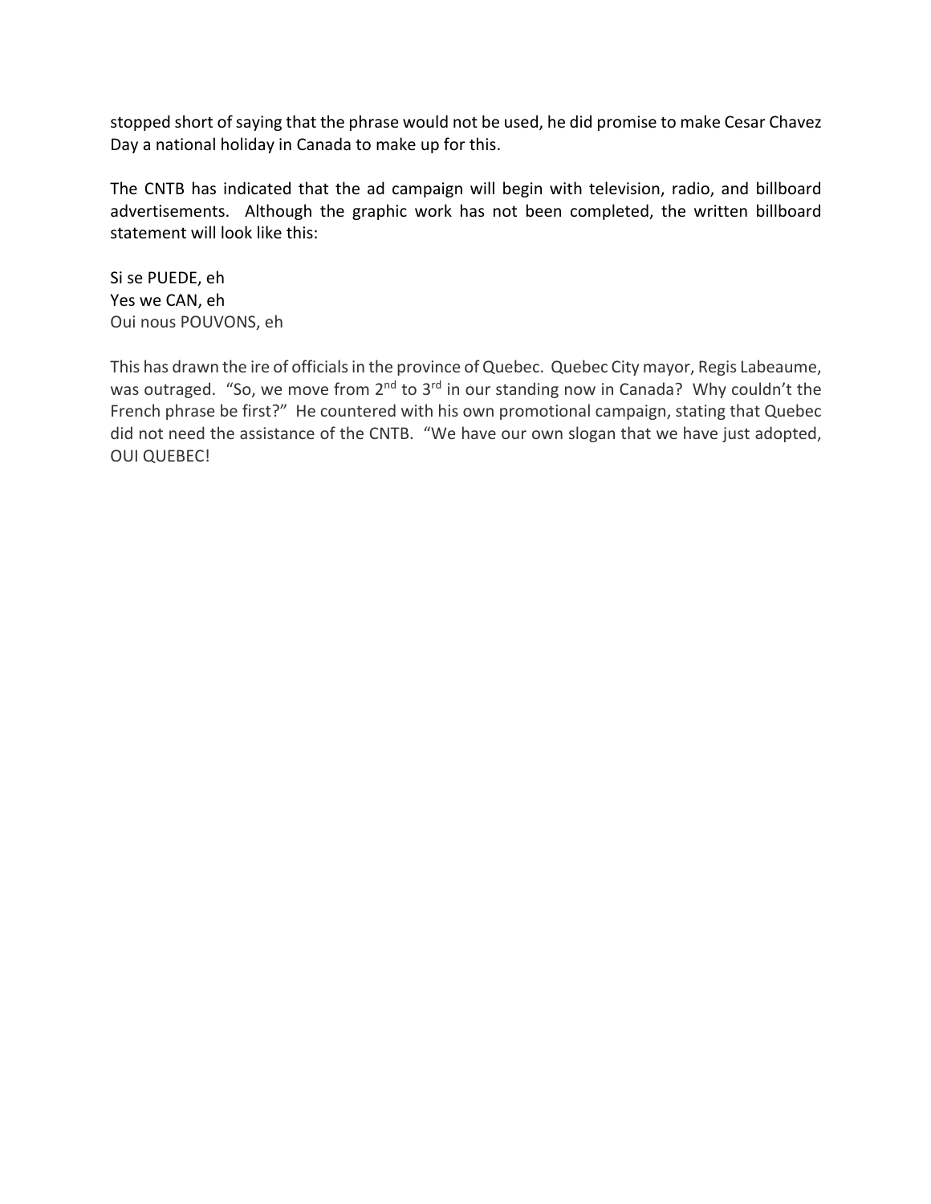stopped short of saying that the phrase would not be used, he did promise to make Cesar Chavez Day a national holiday in Canada to make up for this.

The CNTB has indicated that the ad campaign will begin with television, radio, and billboard advertisements. Although the graphic work has not been completed, the written billboard statement will look like this:

Si se PUEDE, eh
Yes we CAN, eh
Oui nous POUVONS, eh

This has drawn the ire of officials in the province of Quebec. Quebec City mayor, Regis Labeaume, was outraged. "So, we move from 2nd to 3rd in our standing now in Canada? Why couldn't the French phrase be first?" He countered with his own promotional campaign, stating that Quebec did not need the assistance of the CNTB. "We have our own slogan that we have just adopted, OUI QUEBEC!